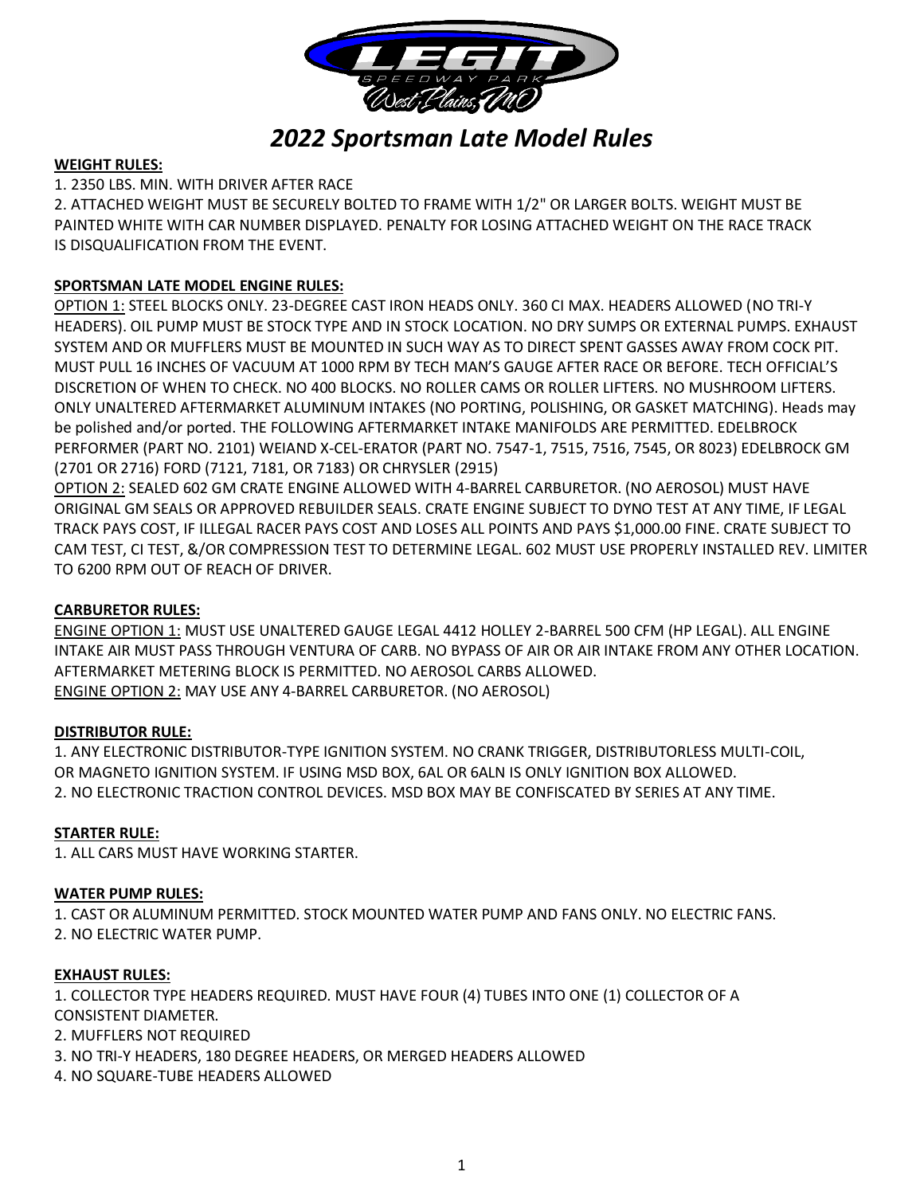// LEGIT SPEEDWAY PARK West Plains, MO

# 2022 Sportsman Late Model Rules

**WEIGHT RULES:**

1. 2350 LBS. MIN. WITH DRIVER AFTER RACE
2. ATTACHED WEIGHT MUST BE SECURELY BOLTED TO FRAME WITH 1/2" OR LARGER BOLTS. WEIGHT MUST BE PAINTED WHITE WITH CAR NUMBER DISPLAYED. PENALTY FOR LOSING ATTACHED WEIGHT ON THE RACE TRACK IS DISQUALIFICATION FROM THE EVENT.

**SPORTSMAN LATE MODEL ENGINE RULES:**

OPTION 1: STEEL BLOCKS ONLY. 23-DEGREE CAST IRON HEADS ONLY. 360 CI MAX. HEADERS ALLOWED (NO TRI-Y HEADERS). OIL PUMP MUST BE STOCK TYPE AND IN STOCK LOCATION. NO DRY SUMPS OR EXTERNAL PUMPS. EXHAUST SYSTEM AND OR MUFFLERS MUST BE MOUNTED IN SUCH WAY AS TO DIRECT SPENT GASSES AWAY FROM COCK PIT. MUST PULL 16 INCHES OF VACUUM AT 1000 RPM BY TECH MAN'S GAUGE AFTER RACE OR BEFORE. TECH OFFICIAL'S DISCRETION OF WHEN TO CHECK. NO 400 BLOCKS. NO ROLLER CAMS OR ROLLER LIFTERS. NO MUSHROOM LIFTERS. ONLY UNALTERED AFTERMARKET ALUMINUM INTAKES (NO PORTING, POLISHING, OR GASKET MATCHING). Heads may be polished and/or ported. THE FOLLOWING AFTERMARKET INTAKE MANIFOLDS ARE PERMITTED. EDELBROCK PERFORMER (PART NO. 2101) WEIAND X-CEL-ERATOR (PART NO. 7547-1, 7515, 7516, 7545, OR 8023) EDELBROCK GM (2701 OR 2716) FORD (7121, 7181, OR 7183) OR CHRYSLER (2915)

OPTION 2: SEALED 602 GM CRATE ENGINE ALLOWED WITH 4-BARREL CARBURETOR. (NO AEROSOL) MUST HAVE ORIGINAL GM SEALS OR APPROVED REBUILDER SEALS. CRATE ENGINE SUBJECT TO DYNO TEST AT ANY TIME, IF LEGAL TRACK PAYS COST, IF ILLEGAL RACER PAYS COST AND LOSES ALL POINTS AND PAYS $1,000.00 FINE. CRATE SUBJECT TO CAM TEST, CI TEST, &/OR COMPRESSION TEST TO DETERMINE LEGAL. 602 MUST USE PROPERLY INSTALLED REV. LIMITER TO 6200 RPM OUT OF REACH OF DRIVER.

**CARBURETOR RULES:**

ENGINE OPTION 1: MUST USE UNALTERED GAUGE LEGAL 4412 HOLLEY 2-BARREL 500 CFM (HP LEGAL). ALL ENGINE INTAKE AIR MUST PASS THROUGH VENTURA OF CARB. NO BYPASS OF AIR OR AIR INTAKE FROM ANY OTHER LOCATION. AFTERMARKET METERING BLOCK IS PERMITTED. NO AEROSOL CARBS ALLOWED.

ENGINE OPTION 2: MAY USE ANY 4-BARREL CARBURETOR. (NO AEROSOL)

**DISTRIBUTOR RULE:**

1. ANY ELECTRONIC DISTRIBUTOR-TYPE IGNITION SYSTEM. NO CRANK TRIGGER, DISTRIBUTORLESS MULTI-COIL, OR MAGNETO IGNITION SYSTEM. IF USING MSD BOX, 6AL OR 6ALN IS ONLY IGNITION BOX ALLOWED.
2. NO ELECTRONIC TRACTION CONTROL DEVICES. MSD BOX MAY BE CONFISCATED BY SERIES AT ANY TIME.

**STARTER RULE:**

1. ALL CARS MUST HAVE WORKING STARTER.

**WATER PUMP RULES:**

1. CAST OR ALUMINUM PERMITTED. STOCK MOUNTED WATER PUMP AND FANS ONLY. NO ELECTRIC FANS.
2. NO ELECTRIC WATER PUMP.

**EXHAUST RULES:**

1. COLLECTOR TYPE HEADERS REQUIRED. MUST HAVE FOUR (4) TUBES INTO ONE (1) COLLECTOR OF A CONSISTENT DIAMETER.
2. MUFFLERS NOT REQUIRED
3. NO TRI-Y HEADERS, 180 DEGREE HEADERS, OR MERGED HEADERS ALLOWED
4. NO SQUARE-TUBE HEADERS ALLOWED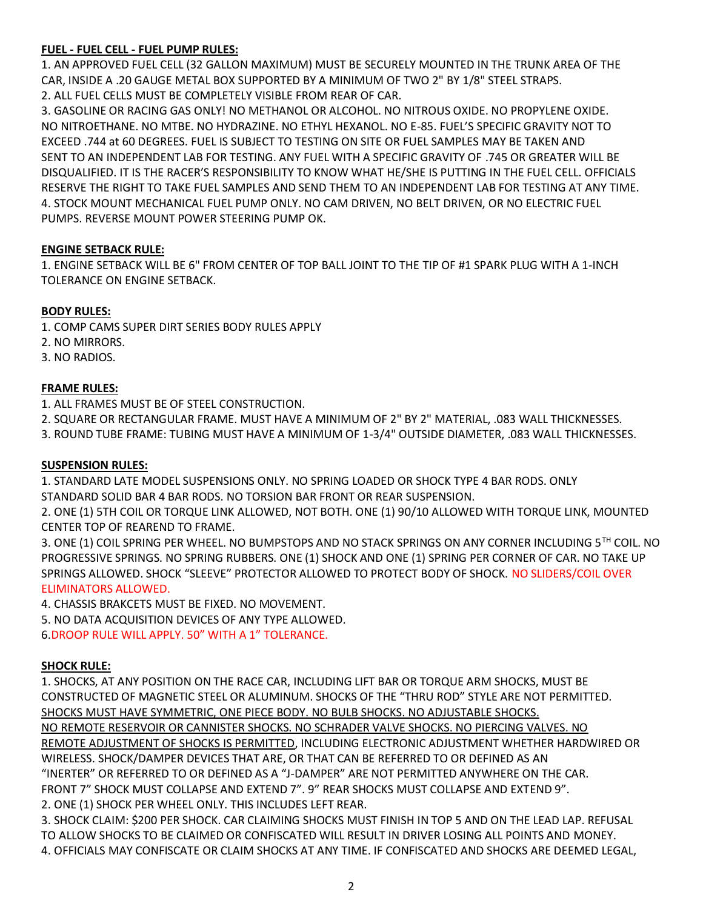**FUEL - FUEL CELL - FUEL PUMP RULES:**

1. AN APPROVED FUEL CELL (32 GALLON MAXIMUM) MUST BE SECURELY MOUNTED IN THE TRUNK AREA OF THE CAR, INSIDE A .20 GAUGE METAL BOX SUPPORTED BY A MINIMUM OF TWO 2" BY 1/8" STEEL STRAPS.
2. ALL FUEL CELLS MUST BE COMPLETELY VISIBLE FROM REAR OF CAR.
3. GASOLINE OR RACING GAS ONLY! NO METHANOL OR ALCOHOL. NO NITROUS OXIDE. NO PROPYLENE OXIDE. NO NITROETHANE. NO MTBE. NO HYDRAZINE. NO ETHYL HEXANOL. NO E-85. FUEL'S SPECIFIC GRAVITY NOT TO EXCEED .744 at 60 DEGREES. FUEL IS SUBJECT TO TESTING ON SITE OR FUEL SAMPLES MAY BE TAKEN AND SENT TO AN INDEPENDENT LAB FOR TESTING. ANY FUEL WITH A SPECIFIC GRAVITY OF .745 OR GREATER WILL BE DISQUALIFIED. IT IS THE RACER'S RESPONSIBILITY TO KNOW WHAT HE/SHE IS PUTTING IN THE FUEL CELL. OFFICIALS RESERVE THE RIGHT TO TAKE FUEL SAMPLES AND SEND THEM TO AN INDEPENDENT LAB FOR TESTING AT ANY TIME.
4. STOCK MOUNT MECHANICAL FUEL PUMP ONLY. NO CAM DRIVEN, NO BELT DRIVEN, OR NO ELECTRIC FUEL PUMPS. REVERSE MOUNT POWER STEERING PUMP OK.

**ENGINE SETBACK RULE:**

1. ENGINE SETBACK WILL BE 6" FROM CENTER OF TOP BALL JOINT TO THE TIP OF #1 SPARK PLUG WITH A 1-INCH TOLERANCE ON ENGINE SETBACK.

**BODY RULES:**

1. COMP CAMS SUPER DIRT SERIES BODY RULES APPLY
2. NO MIRRORS.
3. NO RADIOS.

**FRAME RULES:**

1. ALL FRAMES MUST BE OF STEEL CONSTRUCTION.
2. SQUARE OR RECTANGULAR FRAME. MUST HAVE A MINIMUM OF 2" BY 2" MATERIAL, .083 WALL THICKNESSES.
3. ROUND TUBE FRAME: TUBING MUST HAVE A MINIMUM OF 1-3/4" OUTSIDE DIAMETER, .083 WALL THICKNESSES.

**SUSPENSION RULES:**

1. STANDARD LATE MODEL SUSPENSIONS ONLY. NO SPRING LOADED OR SHOCK TYPE 4 BAR RODS. ONLY STANDARD SOLID BAR 4 BAR RODS. NO TORSION BAR FRONT OR REAR SUSPENSION.
2. ONE (1) 5TH COIL OR TORQUE LINK ALLOWED, NOT BOTH. ONE (1) 90/10 ALLOWED WITH TORQUE LINK, MOUNTED CENTER TOP OF REAREND TO FRAME.
3. ONE (1) COIL SPRING PER WHEEL. NO BUMPSTOPS AND NO STACK SPRINGS ON ANY CORNER INCLUDING 5TH COIL. NO PROGRESSIVE SPRINGS. NO SPRING RUBBERS. ONE (1) SHOCK AND ONE (1) SPRING PER CORNER OF CAR. NO TAKE UP SPRINGS ALLOWED. SHOCK "SLEEVE" PROTECTOR ALLOWED TO PROTECT BODY OF SHOCK. NO SLIDERS/COIL OVER ELIMINATORS ALLOWED.
4. CHASSIS BRAKCETS MUST BE FIXED. NO MOVEMENT.
5. NO DATA ACQUISITION DEVICES OF ANY TYPE ALLOWED.
6. DROOP RULE WILL APPLY. 50" WITH A 1" TOLERANCE.

**SHOCK RULE:**

1. SHOCKS, AT ANY POSITION ON THE RACE CAR, INCLUDING LIFT BAR OR TORQUE ARM SHOCKS, MUST BE CONSTRUCTED OF MAGNETIC STEEL OR ALUMINUM. SHOCKS OF THE "THRU ROD" STYLE ARE NOT PERMITTED. SHOCKS MUST HAVE SYMMETRIC, ONE PIECE BODY. NO BULB SHOCKS. NO ADJUSTABLE SHOCKS. NO REMOTE RESERVOIR OR CANNISTER SHOCKS. NO SCHRADER VALVE SHOCKS. NO PIERCING VALVES. NO REMOTE ADJUSTMENT OF SHOCKS IS PERMITTED, INCLUDING ELECTRONIC ADJUSTMENT WHETHER HARDWIRED OR WIRELESS. SHOCK/DAMPER DEVICES THAT ARE, OR THAT CAN BE REFERRED TO OR DEFINED AS AN "INERTER" OR REFERRED TO OR DEFINED AS A "J-DAMPER" ARE NOT PERMITTED ANYWHERE ON THE CAR. FRONT 7" SHOCK MUST COLLAPSE AND EXTEND 7". 9" REAR SHOCKS MUST COLLAPSE AND EXTEND 9".
2. ONE (1) SHOCK PER WHEEL ONLY. THIS INCLUDES LEFT REAR.
3. SHOCK CLAIM: $200 PER SHOCK. CAR CLAIMING SHOCKS MUST FINISH IN TOP 5 AND ON THE LEAD LAP. REFUSAL TO ALLOW SHOCKS TO BE CLAIMED OR CONFISCATED WILL RESULT IN DRIVER LOSING ALL POINTS AND MONEY.
4. OFFICIALS MAY CONFISCATE OR CLAIM SHOCKS AT ANY TIME. IF CONFISCATED AND SHOCKS ARE DEEMED LEGAL,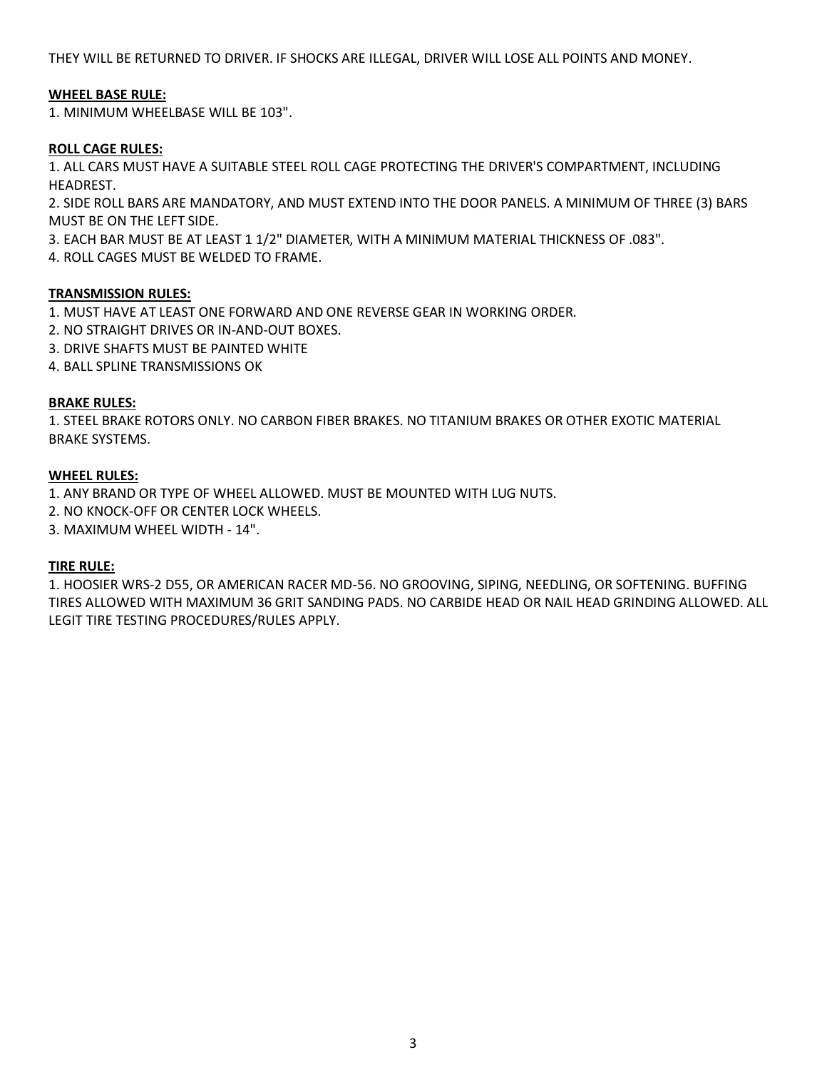THEY WILL BE RETURNED TO DRIVER. IF SHOCKS ARE ILLEGAL, DRIVER WILL LOSE ALL POINTS AND MONEY.

**<u>WHEEL BASE RULE:</u>**

1. MINIMUM WHEELBASE WILL BE 103".

**<u>ROLL CAGE RULES:</u>**

1. ALL CARS MUST HAVE A SUITABLE STEEL ROLL CAGE PROTECTING THE DRIVER'S COMPARTMENT, INCLUDING HEADREST.
2. SIDE ROLL BARS ARE MANDATORY, AND MUST EXTEND INTO THE DOOR PANELS. A MINIMUM OF THREE (3) BARS MUST BE ON THE LEFT SIDE.
3. EACH BAR MUST BE AT LEAST 1 1/2" DIAMETER, WITH A MINIMUM MATERIAL THICKNESS OF .083".
4. ROLL CAGES MUST BE WELDED TO FRAME.

**<u>TRANSMISSION RULES:</u>**

1. MUST HAVE AT LEAST ONE FORWARD AND ONE REVERSE GEAR IN WORKING ORDER.
2. NO STRAIGHT DRIVES OR IN-AND-OUT BOXES.
3. DRIVE SHAFTS MUST BE PAINTED WHITE
4. BALL SPLINE TRANSMISSIONS OK

**<u>BRAKE RULES:</u>**

1. STEEL BRAKE ROTORS ONLY. NO CARBON FIBER BRAKES. NO TITANIUM BRAKES OR OTHER EXOTIC MATERIAL BRAKE SYSTEMS.

**<u>WHEEL RULES:</u>**

1. ANY BRAND OR TYPE OF WHEEL ALLOWED. MUST BE MOUNTED WITH LUG NUTS.
2. NO KNOCK-OFF OR CENTER LOCK WHEELS.
3. MAXIMUM WHEEL WIDTH - 14".

**<u>TIRE RULE:</u>**

1. HOOSIER WRS-2 D55, OR AMERICAN RACER MD-56. NO GROOVING, SIPING, NEEDLING, OR SOFTENING. BUFFING TIRES ALLOWED WITH MAXIMUM 36 GRIT SANDING PADS. NO CARBIDE HEAD OR NAIL HEAD GRINDING ALLOWED. ALL LEGIT TIRE TESTING PROCEDURES/RULES APPLY.